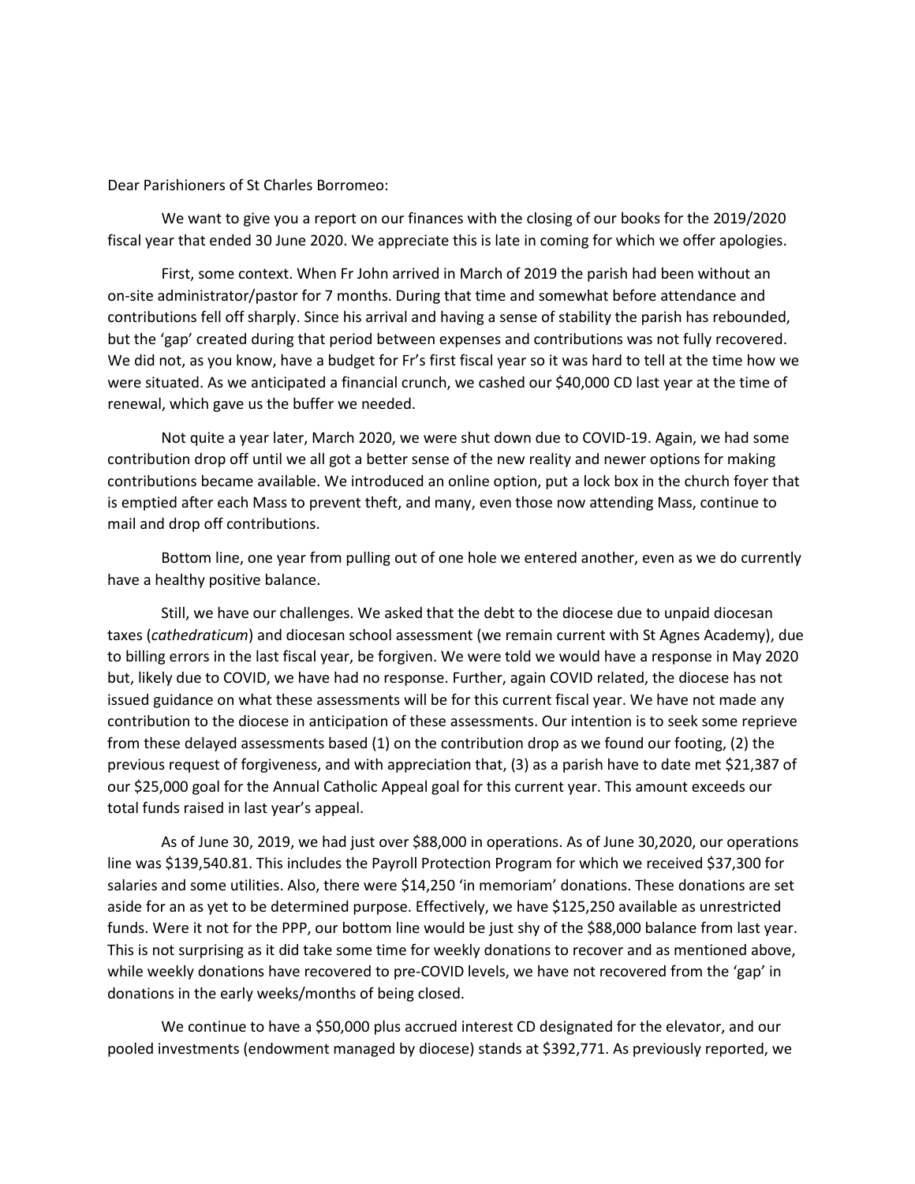Dear Parishioners of St Charles Borromeo:

We want to give you a report on our finances with the closing of our books for the 2019/2020 fiscal year that ended 30 June 2020. We appreciate this is late in coming for which we offer apologies.

First, some context. When Fr John arrived in March of 2019 the parish had been without an on-site administrator/pastor for 7 months. During that time and somewhat before attendance and contributions fell off sharply. Since his arrival and having a sense of stability the parish has rebounded, but the 'gap' created during that period between expenses and contributions was not fully recovered. We did not, as you know, have a budget for Fr's first fiscal year so it was hard to tell at the time how we were situated. As we anticipated a financial crunch, we cashed our $40,000 CD last year at the time of renewal, which gave us the buffer we needed.

Not quite a year later, March 2020, we were shut down due to COVID-19. Again, we had some contribution drop off until we all got a better sense of the new reality and newer options for making contributions became available. We introduced an online option, put a lock box in the church foyer that is emptied after each Mass to prevent theft, and many, even those now attending Mass, continue to mail and drop off contributions.

Bottom line, one year from pulling out of one hole we entered another, even as we do currently have a healthy positive balance.

Still, we have our challenges. We asked that the debt to the diocese due to unpaid diocesan taxes (*cathedraticum*) and diocesan school assessment (we remain current with St Agnes Academy), due to billing errors in the last fiscal year, be forgiven. We were told we would have a response in May 2020 but, likely due to COVID, we have had no response. Further, again COVID related, the diocese has not issued guidance on what these assessments will be for this current fiscal year. We have not made any contribution to the diocese in anticipation of these assessments. Our intention is to seek some reprieve from these delayed assessments based (1) on the contribution drop as we found our footing, (2) the previous request of forgiveness, and with appreciation that, (3) as a parish have to date met $21,387 of our $25,000 goal for the Annual Catholic Appeal goal for this current year. This amount exceeds our total funds raised in last year's appeal.

As of June 30, 2019, we had just over $88,000 in operations. As of June 30,2020, our operations line was $139,540.81. This includes the Payroll Protection Program for which we received $37,300 for salaries and some utilities. Also, there were $14,250 'in memoriam' donations. These donations are set aside for an as yet to be determined purpose. Effectively, we have $125,250 available as unrestricted funds. Were it not for the PPP, our bottom line would be just shy of the $88,000 balance from last year. This is not surprising as it did take some time for weekly donations to recover and as mentioned above, while weekly donations have recovered to pre-COVID levels, we have not recovered from the 'gap' in donations in the early weeks/months of being closed.

We continue to have a $50,000 plus accrued interest CD designated for the elevator, and our pooled investments (endowment managed by diocese) stands at $392,771. As previously reported, we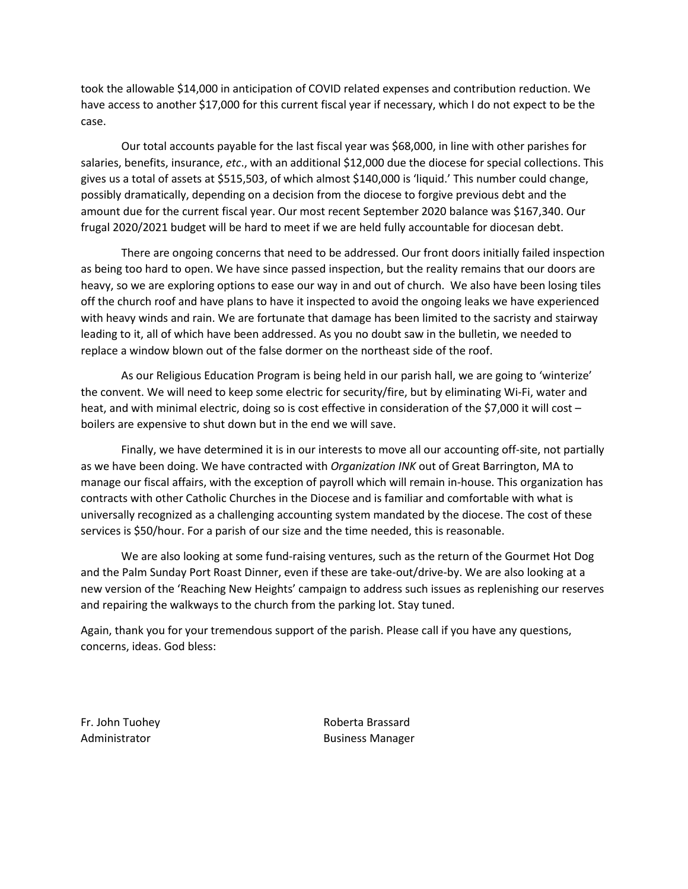took the allowable $14,000 in anticipation of COVID related expenses and contribution reduction. We have access to another $17,000 for this current fiscal year if necessary, which I do not expect to be the case.

Our total accounts payable for the last fiscal year was $68,000, in line with other parishes for salaries, benefits, insurance, *etc*., with an additional $12,000 due the diocese for special collections. This gives us a total of assets at $515,503, of which almost $140,000 is 'liquid.' This number could change, possibly dramatically, depending on a decision from the diocese to forgive previous debt and the amount due for the current fiscal year. Our most recent September 2020 balance was $167,340. Our frugal 2020/2021 budget will be hard to meet if we are held fully accountable for diocesan debt.

There are ongoing concerns that need to be addressed. Our front doors initially failed inspection as being too hard to open. We have since passed inspection, but the reality remains that our doors are heavy, so we are exploring options to ease our way in and out of church. We also have been losing tiles off the church roof and have plans to have it inspected to avoid the ongoing leaks we have experienced with heavy winds and rain. We are fortunate that damage has been limited to the sacristy and stairway leading to it, all of which have been addressed. As you no doubt saw in the bulletin, we needed to replace a window blown out of the false dormer on the northeast side of the roof.

As our Religious Education Program is being held in our parish hall, we are going to 'winterize' the convent. We will need to keep some electric for security/fire, but by eliminating Wi-Fi, water and heat, and with minimal electric, doing so is cost effective in consideration of the $7,000 it will cost – boilers are expensive to shut down but in the end we will save.

Finally, we have determined it is in our interests to move all our accounting off-site, not partially as we have been doing. We have contracted with *Organization INK* out of Great Barrington, MA to manage our fiscal affairs, with the exception of payroll which will remain in-house. This organization has contracts with other Catholic Churches in the Diocese and is familiar and comfortable with what is universally recognized as a challenging accounting system mandated by the diocese. The cost of these services is $50/hour. For a parish of our size and the time needed, this is reasonable.

We are also looking at some fund-raising ventures, such as the return of the Gourmet Hot Dog and the Palm Sunday Port Roast Dinner, even if these are take-out/drive-by. We are also looking at a new version of the 'Reaching New Heights' campaign to address such issues as replenishing our reserves and repairing the walkways to the church from the parking lot. Stay tuned.

Again, thank you for your tremendous support of the parish. Please call if you have any questions, concerns, ideas. God bless:

Fr. John Tuohey
Administrator

Roberta Brassard
Business Manager